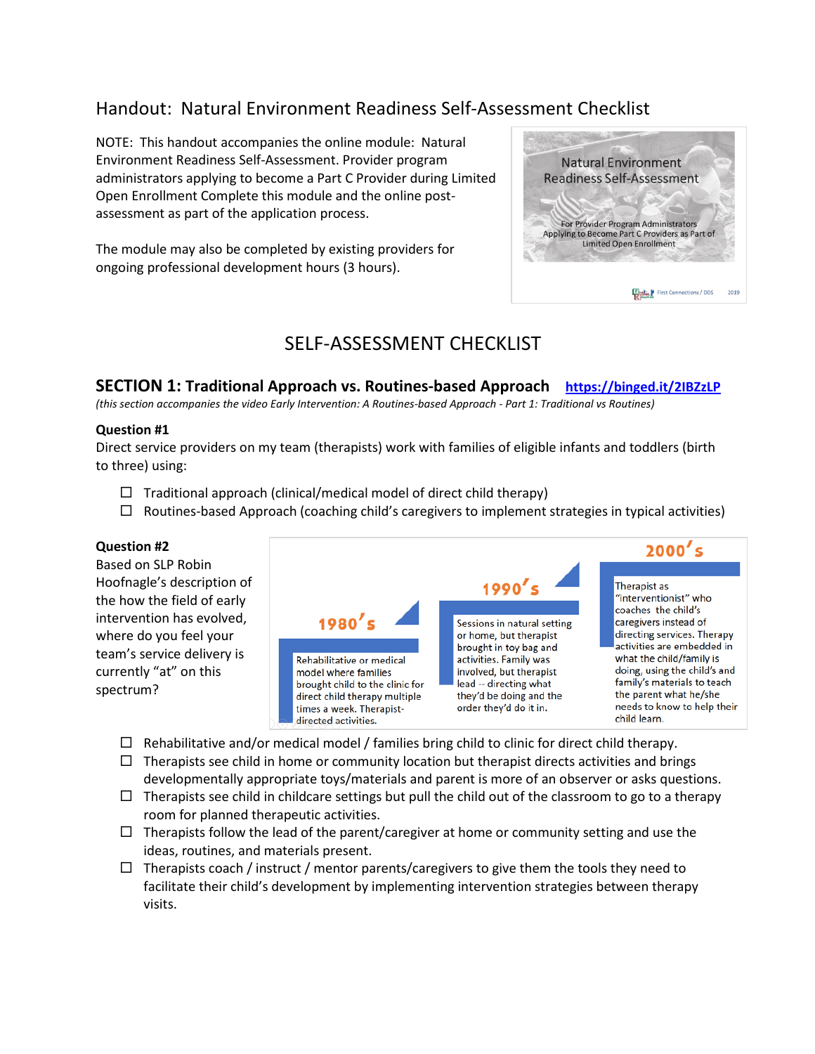# Handout: Natural Environment Readiness Self-Assessment Checklist

NOTE: This handout accompanies the online module: Natural Environment Readiness Self-Assessment. Provider program administrators applying to become a Part C Provider during Limited Open Enrollment Complete this module and the online post-assessment as part of the application process.

The module may also be completed by existing providers for ongoing professional development hours (3 hours).

Natural Environment Readiness Self-Assessment

For Provider Program Administrators Applying to Become Part C Providers as Part of Limited Open Enrollment

First Connections / DDS 2019

## SELF-ASSESSMENT CHECKLIST

### SECTION 1: Traditional Approach vs. Routines-based Approach https://binged.it/2IBZzLP

*(this section accompanies the video Early Intervention: A Routines-based Approach - Part 1: Traditional vs Routines)*

**Question #1**

Direct service providers on my team (therapists) work with families of eligible infants and toddlers (birth to three) using:

- ☐ Traditional approach (clinical/medical model of direct child therapy)
- ☐ Routines-based Approach (coaching child's caregivers to implement strategies in typical activities)

**Question #2**

Based on SLP Robin Hoofnagle's description of the how the field of early intervention has evolved, where do you feel your team's service delivery is currently "at" on this spectrum?

**1980's**
Rehabilitative or medical model where families brought child to the clinic for direct child therapy multiple times a week. Therapist-directed activities.

**1990's**
Sessions in natural setting or home, but therapist brought in toy bag and activities. Family was involved, but therapist lead -- directing what they'd be doing and the order they'd do it in.

**2000's**
Therapist as "interventionist" who coaches the child's caregivers instead of directing services. Therapy activities are embedded in what the child/family is doing, using the child's and family's materials to teach the parent what he/she needs to know to help their child learn.

- ☐ Rehabilitative and/or medical model / families bring child to clinic for direct child therapy.
- ☐ Therapists see child in home or community location but therapist directs activities and brings developmentally appropriate toys/materials and parent is more of an observer or asks questions.
- ☐ Therapists see child in childcare settings but pull the child out of the classroom to go to a therapy room for planned therapeutic activities.
- ☐ Therapists follow the lead of the parent/caregiver at home or community setting and use the ideas, routines, and materials present.
- ☐ Therapists coach / instruct / mentor parents/caregivers to give them the tools they need to facilitate their child's development by implementing intervention strategies between therapy visits.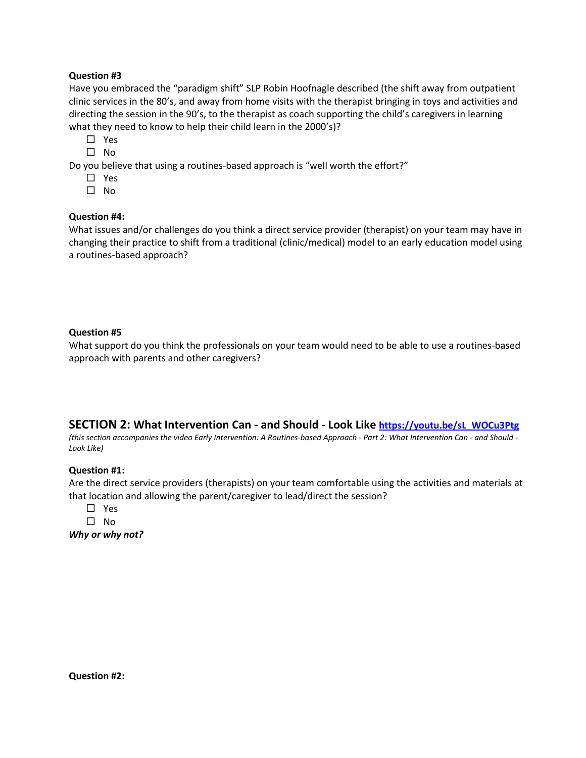**Question #3**

Have you embraced the "paradigm shift" SLP Robin Hoofnagle described (the shift away from outpatient clinic services in the 80's, and away from home visits with the therapist bringing in toys and activities and directing the session in the 90's, to the therapist as coach supporting the child's caregivers in learning what they need to know to help their child learn in the 2000's)?

- ☐ Yes
- ☐ No

Do you believe that using a routines-based approach is "well worth the effort?"

- ☐ Yes
- ☐ No

**Question #4:**

What issues and/or challenges do you think a direct service provider (therapist) on your team may have in changing their practice to shift from a traditional (clinic/medical) model to an early education model using a routines-based approach?

**Question #5**

What support do you think the professionals on your team would need to be able to use a routines-based approach with parents and other caregivers?

## SECTION 2: What Intervention Can - and Should - Look Like [https://youtu.be/sL_WOCu3Ptg](https://youtu.be/sL_WOCu3Ptg)

*(this section accompanies the video Early Intervention: A Routines-based Approach - Part 2: What Intervention Can - and Should - Look Like)*

**Question #1:**

Are the direct service providers (therapists) on your team comfortable using the activities and materials at that location and allowing the parent/caregiver to lead/direct the session?

- ☐ Yes
- ☐ No

***Why or why not?***

**Question #2:**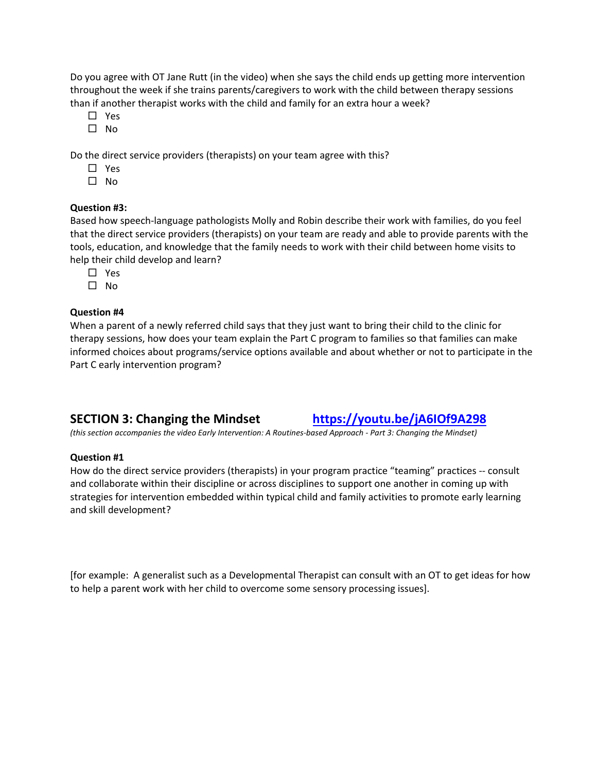Do you agree with OT Jane Rutt (in the video) when she says the child ends up getting more intervention throughout the week if she trains parents/caregivers to work with the child between therapy sessions than if another therapist works with the child and family for an extra hour a week?

- ☐ Yes
- ☐ No

Do the direct service providers (therapists) on your team agree with this?

- ☐ Yes
- ☐ No

**Question #3:**
Based how speech-language pathologists Molly and Robin describe their work with families, do you feel that the direct service providers (therapists) on your team are ready and able to provide parents with the tools, education, and knowledge that the family needs to work with their child between home visits to help their child develop and learn?

- ☐ Yes
- ☐ No

**Question #4**
When a parent of a newly referred child says that they just want to bring their child to the clinic for therapy sessions, how does your team explain the Part C program to families so that families can make informed choices about programs/service options available and about whether or not to participate in the Part C early intervention program?

## SECTION 3: Changing the Mindset [https://youtu.be/jA6IOf9A298](https://youtu.be/jA6IOf9A298)

*(this section accompanies the video Early Intervention: A Routines-based Approach - Part 3: Changing the Mindset)*

**Question #1**
How do the direct service providers (therapists) in your program practice "teaming" practices -- consult and collaborate within their discipline or across disciplines to support one another in coming up with strategies for intervention embedded within typical child and family activities to promote early learning and skill development?

[for example: A generalist such as a Developmental Therapist can consult with an OT to get ideas for how to help a parent work with her child to overcome some sensory processing issues].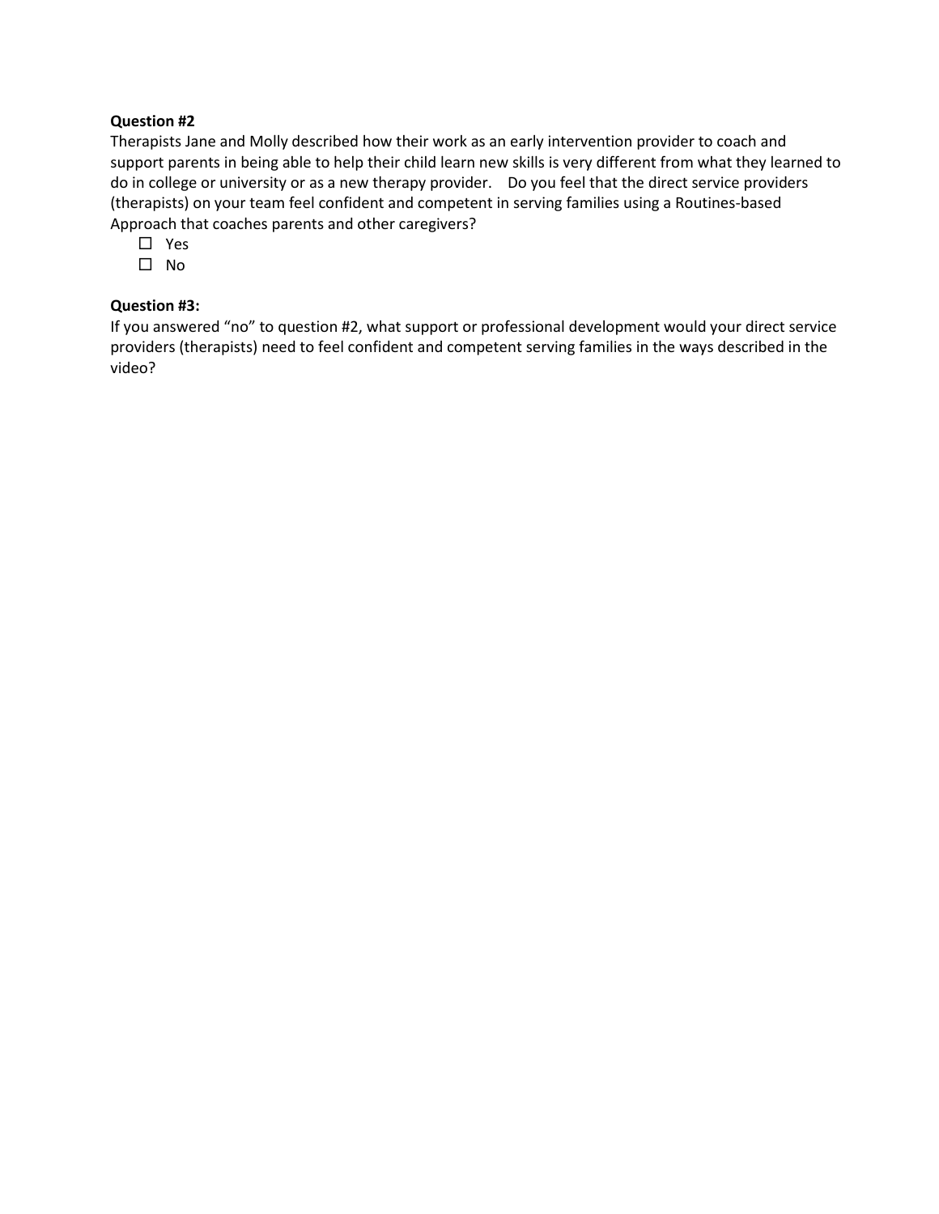**Question #2**

Therapists Jane and Molly described how their work as an early intervention provider to coach and support parents in being able to help their child learn new skills is very different from what they learned to do in college or university or as a new therapy provider.  Do you feel that the direct service providers (therapists) on your team feel confident and competent in serving families using a Routines-based Approach that coaches parents and other caregivers?

- ☐ Yes
- ☐ No

**Question #3:**

If you answered "no" to question #2, what support or professional development would your direct service providers (therapists) need to feel confident and competent serving families in the ways described in the video?